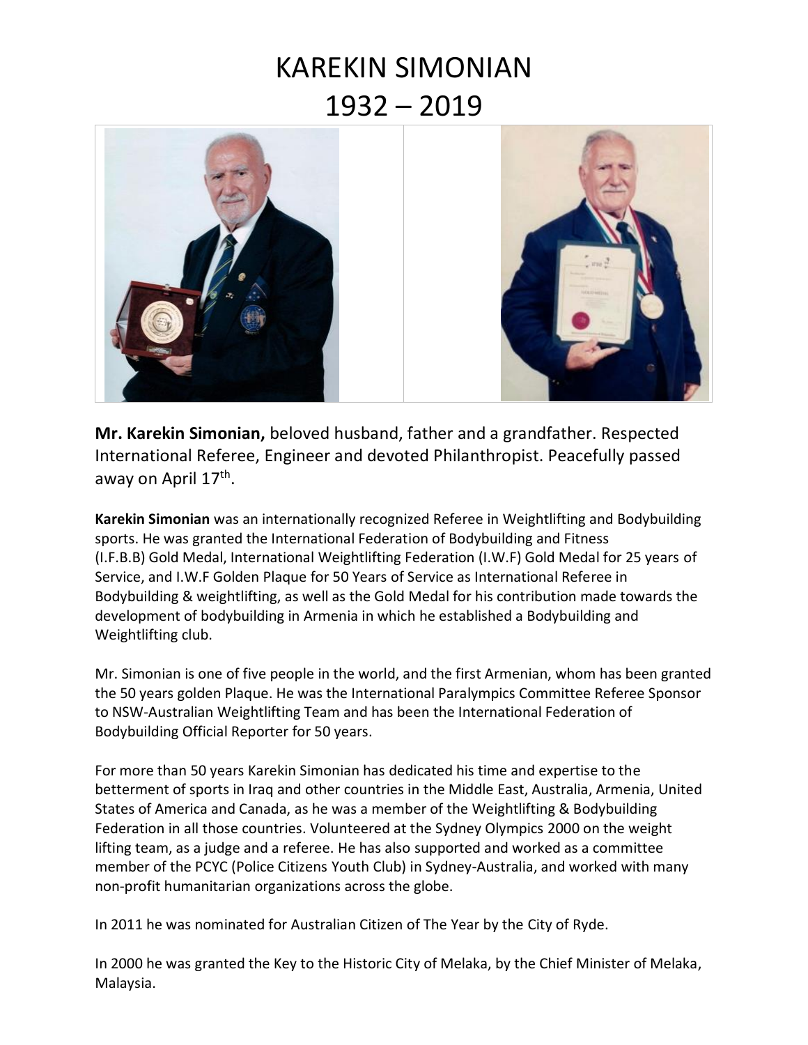# KAREKIN SIMONIAN
# 1932 – 2019

**Mr. Karekin Simonian,** beloved husband, father and a grandfather. Respected International Referee, Engineer and devoted Philanthropist. Peacefully passed away on April 17th.

**Karekin Simonian** was an internationally recognized Referee in Weightlifting and Bodybuilding sports. He was granted the International Federation of Bodybuilding and Fitness (I.F.B.B) Gold Medal, International Weightlifting Federation (I.W.F) Gold Medal for 25 years of Service, and I.W.F Golden Plaque for 50 Years of Service as International Referee in Bodybuilding & weightlifting, as well as the Gold Medal for his contribution made towards the development of bodybuilding in Armenia in which he established a Bodybuilding and Weightlifting club.

Mr. Simonian is one of five people in the world, and the first Armenian, whom has been granted the 50 years golden Plaque. He was the International Paralympics Committee Referee Sponsor to NSW-Australian Weightlifting Team and has been the International Federation of Bodybuilding Official Reporter for 50 years.

For more than 50 years Karekin Simonian has dedicated his time and expertise to the betterment of sports in Iraq and other countries in the Middle East, Australia, Armenia, United States of America and Canada, as he was a member of the Weightlifting & Bodybuilding Federation in all those countries. Volunteered at the Sydney Olympics 2000 on the weight lifting team, as a judge and a referee. He has also supported and worked as a committee member of the PCYC (Police Citizens Youth Club) in Sydney-Australia, and worked with many non-profit humanitarian organizations across the globe.

In 2011 he was nominated for Australian Citizen of The Year by the City of Ryde.

In 2000 he was granted the Key to the Historic City of Melaka, by the Chief Minister of Melaka, Malaysia.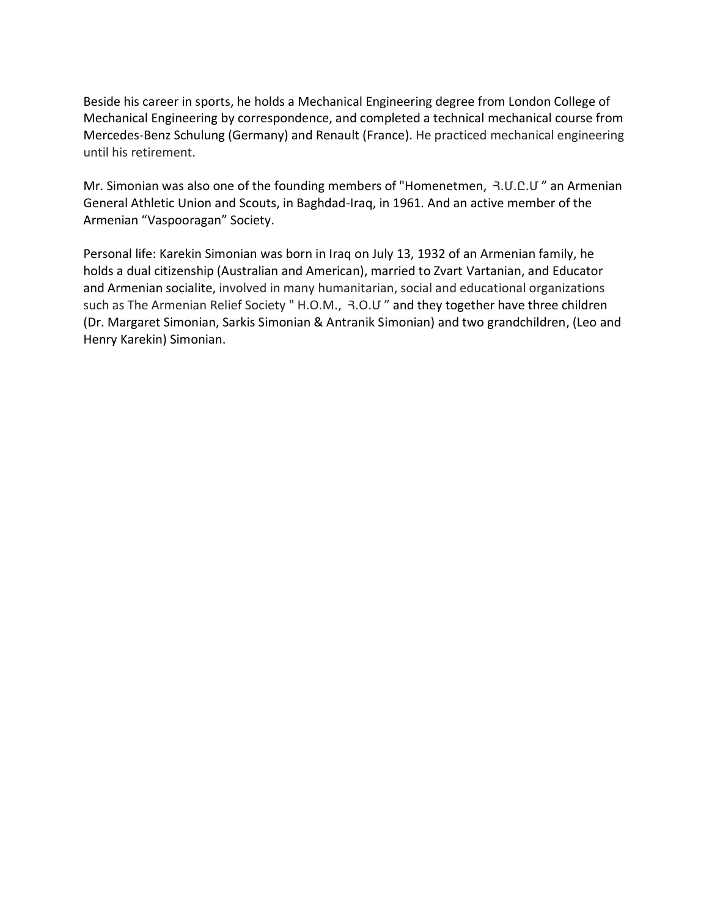Beside his career in sports, he holds a Mechanical Engineering degree from London College of Mechanical Engineering by correspondence, and completed a technical mechanical course from Mercedes-Benz Schulung (Germany) and Renault (France). He practiced mechanical engineering until his retirement.

Mr. Simonian was also one of the founding members of "Homenetmen, Հ.Մ.Ը.Մ " an Armenian General Athletic Union and Scouts, in Baghdad-Iraq, in 1961. And an active member of the Armenian "Vaspooragan" Society.

Personal life: Karekin Simonian was born in Iraq on July 13, 1932 of an Armenian family, he holds a dual citizenship (Australian and American), married to Zvart Vartanian, and Educator and Armenian socialite, involved in many humanitarian, social and educational organizations such as The Armenian Relief Society " H.O.M., Հ.Օ.Մ " and they together have three children (Dr. Margaret Simonian, Sarkis Simonian & Antranik Simonian) and two grandchildren, (Leo and Henry Karekin) Simonian.